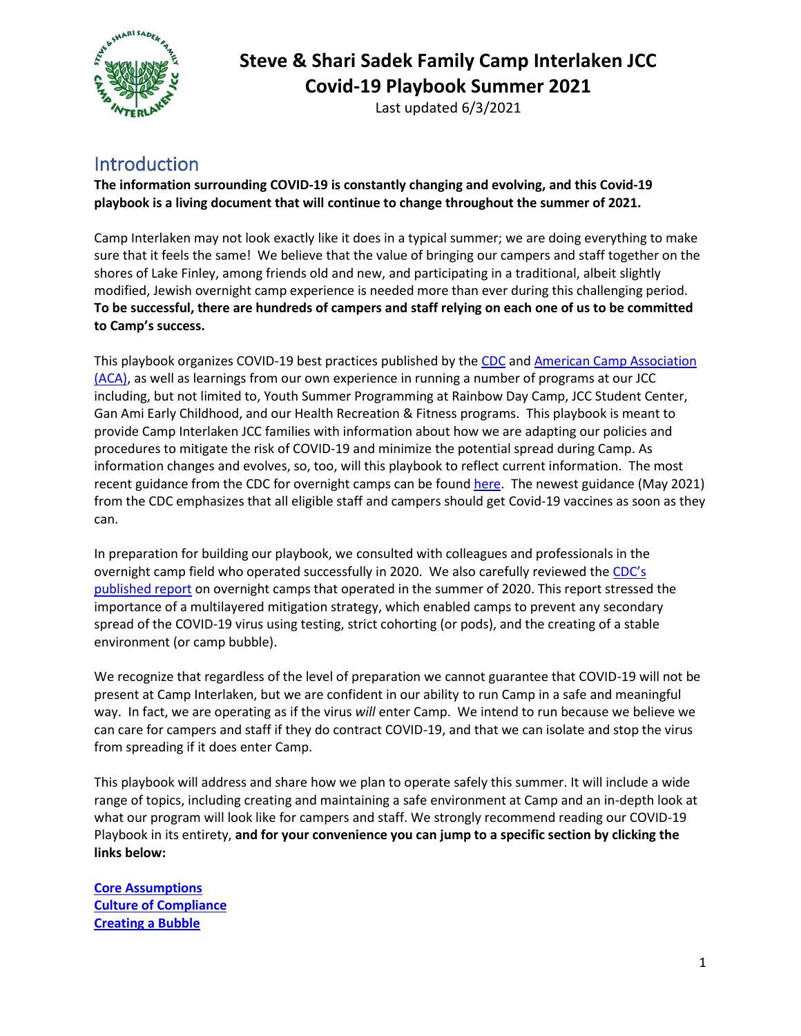# Steve & Shari Sadek Family Camp Interlaken JCC
# Covid-19 Playbook Summer 2021

Last updated 6/3/2021

## Introduction

**The information surrounding COVID-19 is constantly changing and evolving, and this Covid-19 playbook is a living document that will continue to change throughout the summer of 2021.**

Camp Interlaken may not look exactly like it does in a typical summer; we are doing everything to make sure that it feels the same! We believe that the value of bringing our campers and staff together on the shores of Lake Finley, among friends old and new, and participating in a traditional, albeit slightly modified, Jewish overnight camp experience is needed more than ever during this challenging period. **To be successful, there are hundreds of campers and staff relying on each one of us to be committed to Camp's success.**

This playbook organizes COVID-19 best practices published by the CDC and American Camp Association (ACA), as well as learnings from our own experience in running a number of programs at our JCC including, but not limited to, Youth Summer Programming at Rainbow Day Camp, JCC Student Center, Gan Ami Early Childhood, and our Health Recreation & Fitness programs. This playbook is meant to provide Camp Interlaken JCC families with information about how we are adapting our policies and procedures to mitigate the risk of COVID-19 and minimize the potential spread during Camp. As information changes and evolves, so, too, will this playbook to reflect current information. The most recent guidance from the CDC for overnight camps can be found here. The newest guidance (May 2021) from the CDC emphasizes that all eligible staff and campers should get Covid-19 vaccines as soon as they can.

In preparation for building our playbook, we consulted with colleagues and professionals in the overnight camp field who operated successfully in 2020. We also carefully reviewed the CDC's published report on overnight camps that operated in the summer of 2020. This report stressed the importance of a multilayered mitigation strategy, which enabled camps to prevent any secondary spread of the COVID-19 virus using testing, strict cohorting (or pods), and the creating of a stable environment (or camp bubble).

We recognize that regardless of the level of preparation we cannot guarantee that COVID-19 will not be present at Camp Interlaken, but we are confident in our ability to run Camp in a safe and meaningful way. In fact, we are operating as if the virus *will* enter Camp. We intend to run because we believe we can care for campers and staff if they do contract COVID-19, and that we can isolate and stop the virus from spreading if it does enter Camp.

This playbook will address and share how we plan to operate safely this summer. It will include a wide range of topics, including creating and maintaining a safe environment at Camp and an in-depth look at what our program will look like for campers and staff. We strongly recommend reading our COVID-19 Playbook in its entirety, **and for your convenience you can jump to a specific section by clicking the links below:**

**Core Assumptions**
**Culture of Compliance**
**Creating a Bubble**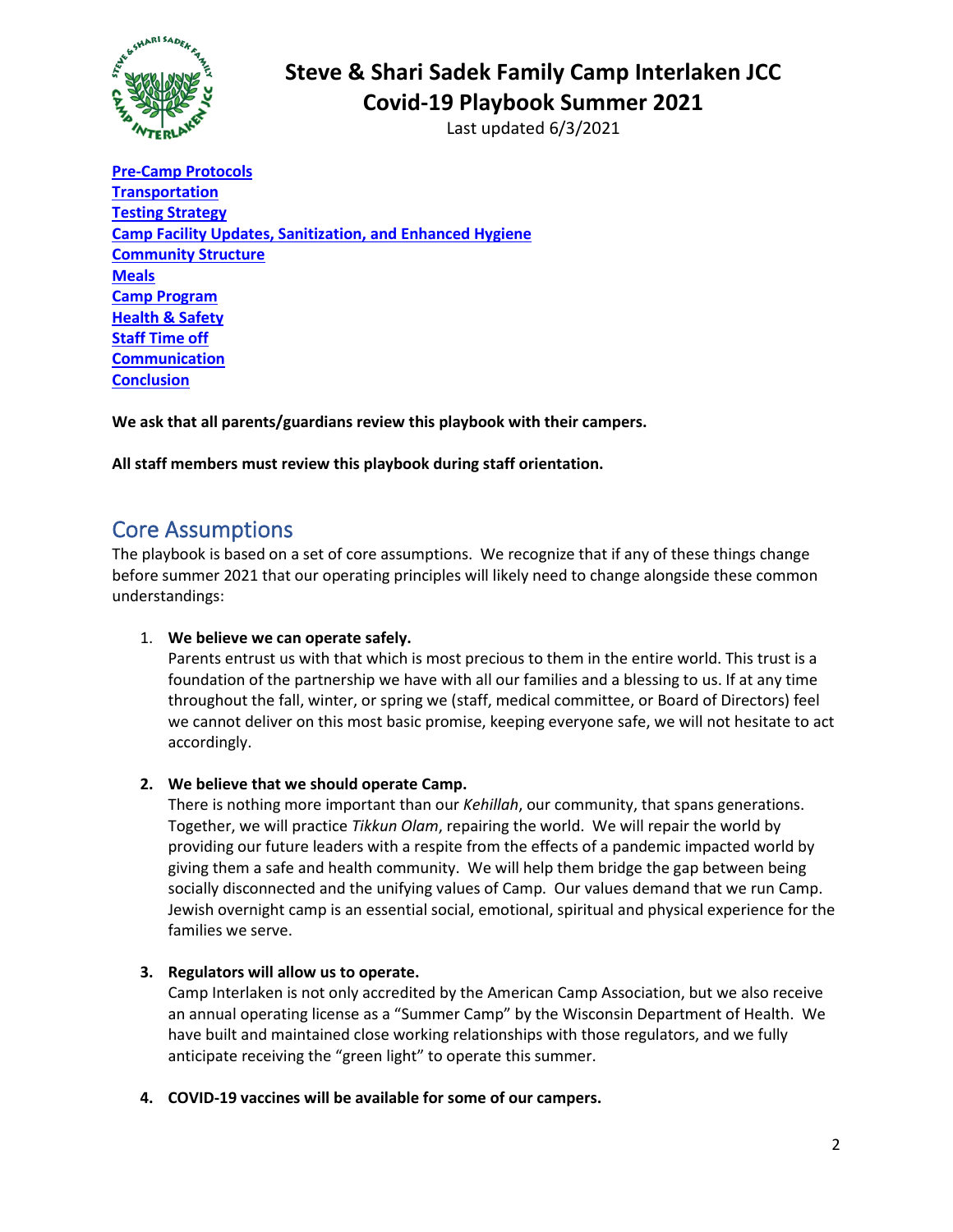# Steve & Shari Sadek Family Camp Interlaken JCC
# Covid-19 Playbook Summer 2021

Last updated 6/3/2021

**Pre-Camp Protocols**
**Transportation**
**Testing Strategy**
**Camp Facility Updates, Sanitization, and Enhanced Hygiene**
**Community Structure**
**Meals**
**Camp Program**
**Health & Safety**
**Staff Time off**
**Communication**
**Conclusion**

**We ask that all parents/guardians review this playbook with their campers.**

**All staff members must review this playbook during staff orientation.**

## Core Assumptions

The playbook is based on a set of core assumptions. We recognize that if any of these things change before summer 2021 that our operating principles will likely need to change alongside these common understandings:

1. **We believe we can operate safely.**
   Parents entrust us with that which is most precious to them in the entire world. This trust is a foundation of the partnership we have with all our families and a blessing to us. If at any time throughout the fall, winter, or spring we (staff, medical committee, or Board of Directors) feel we cannot deliver on this most basic promise, keeping everyone safe, we will not hesitate to act accordingly.

2. **We believe that we should operate Camp.**
   There is nothing more important than our *Kehillah*, our community, that spans generations. Together, we will practice *Tikkun Olam*, repairing the world. We will repair the world by providing our future leaders with a respite from the effects of a pandemic impacted world by giving them a safe and health community. We will help them bridge the gap between being socially disconnected and the unifying values of Camp. Our values demand that we run Camp. Jewish overnight camp is an essential social, emotional, spiritual and physical experience for the families we serve.

3. **Regulators will allow us to operate.**
   Camp Interlaken is not only accredited by the American Camp Association, but we also receive an annual operating license as a "Summer Camp" by the Wisconsin Department of Health. We have built and maintained close working relationships with those regulators, and we fully anticipate receiving the "green light" to operate this summer.

4. **COVID-19 vaccines will be available for some of our campers.**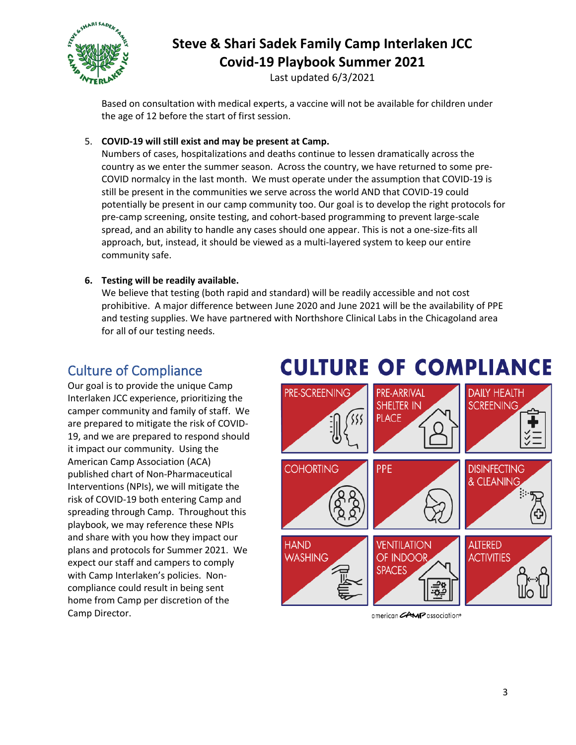Based on consultation with medical experts, a vaccine will not be available for children under the age of 12 before the start of first session.

5. **COVID-19 will still exist and may be present at Camp.**
   Numbers of cases, hospitalizations and deaths continue to lessen dramatically across the country as we enter the summer season. Across the country, we have returned to some pre-COVID normalcy in the last month. We must operate under the assumption that COVID-19 is still be present in the communities we serve across the world AND that COVID-19 could potentially be present in our camp community too. Our goal is to develop the right protocols for pre-camp screening, onsite testing, and cohort-based programming to prevent large-scale spread, and an ability to handle any cases should one appear. This is not a one-size-fits all approach, but, instead, it should be viewed as a multi-layered system to keep our entire community safe.

6. **Testing will be readily available.**
   We believe that testing (both rapid and standard) will be readily accessible and not cost prohibitive. A major difference between June 2020 and June 2021 will be the availability of PPE and testing supplies. We have partnered with Northshore Clinical Labs in the Chicagoland area for all of our testing needs.

## Culture of Compliance

Our goal is to provide the unique Camp Interlaken JCC experience, prioritizing the camper community and family of staff. We are prepared to mitigate the risk of COVID-19, and we are prepared to respond should it impact our community. Using the American Camp Association (ACA) published chart of Non-Pharmaceutical Interventions (NPIs), we will mitigate the risk of COVID-19 both entering Camp and spreading through Camp. Throughout this playbook, we may reference these NPIs and share with you how they impact our plans and protocols for Summer 2021. We expect our staff and campers to comply with Camp Interlaken's policies. Non-compliance could result in being sent home from Camp per discretion of the Camp Director.

**CULTURE OF COMPLIANCE**

| | | |
|---|---|---|
| PRE-SCREENING | PRE-ARRIVAL SHELTER IN PLACE | DAILY HEALTH SCREENING |
| COHORTING | PPE | DISINFECTING & CLEANING |
| HAND WASHING | VENTILATION OF INDOOR SPACES | ALTERED ACTIVITIES |

american camp association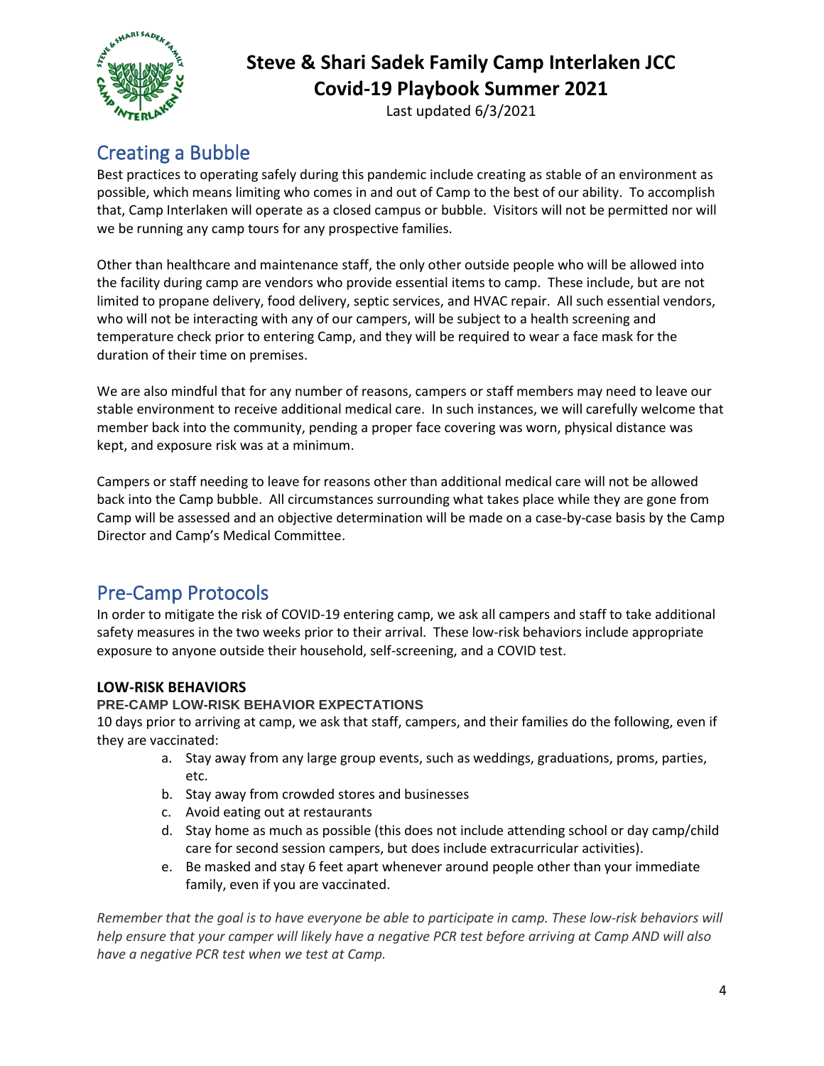## Creating a Bubble

Best practices to operating safely during this pandemic include creating as stable of an environment as possible, which means limiting who comes in and out of Camp to the best of our ability. To accomplish that, Camp Interlaken will operate as a closed campus or bubble. Visitors will not be permitted nor will we be running any camp tours for any prospective families.

Other than healthcare and maintenance staff, the only other outside people who will be allowed into the facility during camp are vendors who provide essential items to camp. These include, but are not limited to propane delivery, food delivery, septic services, and HVAC repair. All such essential vendors, who will not be interacting with any of our campers, will be subject to a health screening and temperature check prior to entering Camp, and they will be required to wear a face mask for the duration of their time on premises.

We are also mindful that for any number of reasons, campers or staff members may need to leave our stable environment to receive additional medical care. In such instances, we will carefully welcome that member back into the community, pending a proper face covering was worn, physical distance was kept, and exposure risk was at a minimum.

Campers or staff needing to leave for reasons other than additional medical care will not be allowed back into the Camp bubble. All circumstances surrounding what takes place while they are gone from Camp will be assessed and an objective determination will be made on a case-by-case basis by the Camp Director and Camp's Medical Committee.

## Pre-Camp Protocols

In order to mitigate the risk of COVID-19 entering camp, we ask all campers and staff to take additional safety measures in the two weeks prior to their arrival. These low-risk behaviors include appropriate exposure to anyone outside their household, self-screening, and a COVID test.

### LOW-RISK BEHAVIORS

#### PRE-CAMP LOW-RISK BEHAVIOR EXPECTATIONS

10 days prior to arriving at camp, we ask that staff, campers, and their families do the following, even if they are vaccinated:

a. Stay away from any large group events, such as weddings, graduations, proms, parties, etc.
b. Stay away from crowded stores and businesses
c. Avoid eating out at restaurants
d. Stay home as much as possible (this does not include attending school or day camp/child care for second session campers, but does include extracurricular activities).
e. Be masked and stay 6 feet apart whenever around people other than your immediate family, even if you are vaccinated.

*Remember that the goal is to have everyone be able to participate in camp. These low-risk behaviors will help ensure that your camper will likely have a negative PCR test before arriving at Camp AND will also have a negative PCR test when we test at Camp.*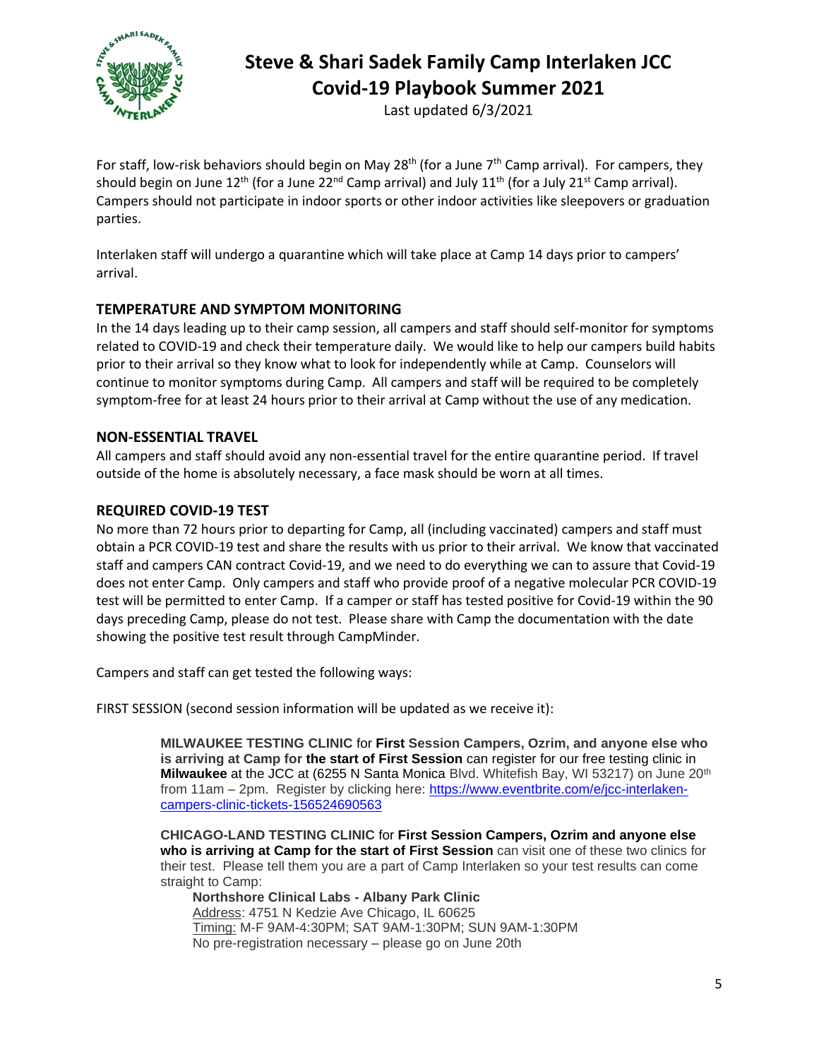For staff, low-risk behaviors should begin on May 28th (for a June 7th Camp arrival). For campers, they should begin on June 12th (for a June 22nd Camp arrival) and July 11th (for a July 21st Camp arrival). Campers should not participate in indoor sports or other indoor activities like sleepovers or graduation parties.

Interlaken staff will undergo a quarantine which will take place at Camp 14 days prior to campers' arrival.

## TEMPERATURE AND SYMPTOM MONITORING

In the 14 days leading up to their camp session, all campers and staff should self-monitor for symptoms related to COVID-19 and check their temperature daily. We would like to help our campers build habits prior to their arrival so they know what to look for independently while at Camp. Counselors will continue to monitor symptoms during Camp. All campers and staff will be required to be completely symptom-free for at least 24 hours prior to their arrival at Camp without the use of any medication.

## NON-ESSENTIAL TRAVEL

All campers and staff should avoid any non-essential travel for the entire quarantine period. If travel outside of the home is absolutely necessary, a face mask should be worn at all times.

## REQUIRED COVID-19 TEST

No more than 72 hours prior to departing for Camp, all (including vaccinated) campers and staff must obtain a PCR COVID-19 test and share the results with us prior to their arrival. We know that vaccinated staff and campers CAN contract Covid-19, and we need to do everything we can to assure that Covid-19 does not enter Camp. Only campers and staff who provide proof of a negative molecular PCR COVID-19 test will be permitted to enter Camp. If a camper or staff has tested positive for Covid-19 within the 90 days preceding Camp, please do not test. Please share with Camp the documentation with the date showing the positive test result through CampMinder.

Campers and staff can get tested the following ways:

FIRST SESSION (second session information will be updated as we receive it):

> **MILWAUKEE TESTING CLINIC** for **First Session Campers, Ozrim, and anyone else who is arriving at Camp for the start of First Session** can register for our free testing clinic in **Milwaukee** at the JCC at (6255 N Santa Monica Blvd. Whitefish Bay, WI 53217) on June 20th from 11am – 2pm. Register by clicking here: https://www.eventbrite.com/e/jcc-interlaken-campers-clinic-tickets-156524690563
>
> **CHICAGO-LAND TESTING CLINIC** for **First Session Campers, Ozrim and anyone else who is arriving at Camp for the start of First Session** can visit one of these two clinics for their test. Please tell them you are a part of Camp Interlaken so your test results can come straight to Camp:
>
> **Northshore Clinical Labs - Albany Park Clinic**
> Address: 4751 N Kedzie Ave Chicago, IL 60625
> Timing: M-F 9AM-4:30PM; SAT 9AM-1:30PM; SUN 9AM-1:30PM
> No pre-registration necessary – please go on June 20th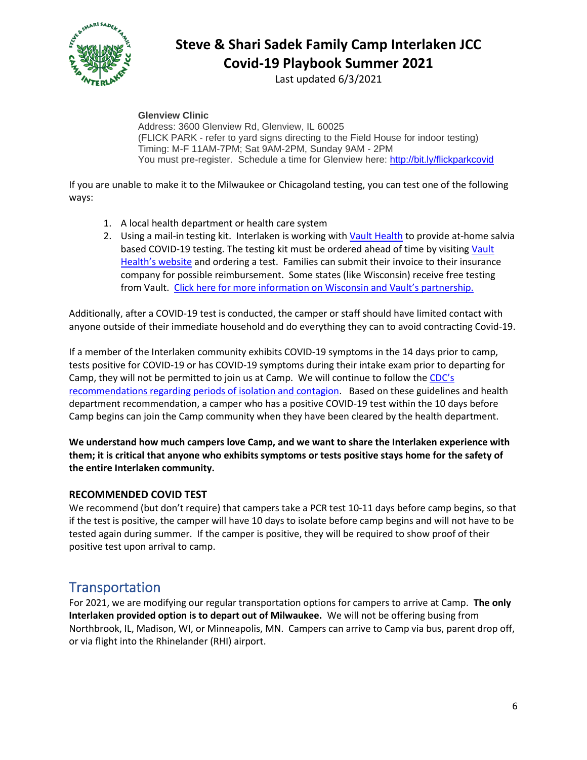**Glenview Clinic**
Address: 3600 Glenview Rd, Glenview, IL 60025
(FLICK PARK - refer to yard signs directing to the Field House for indoor testing)
Timing: M-F 11AM-7PM; Sat 9AM-2PM, Sunday 9AM - 2PM
You must pre-register. Schedule a time for Glenview here: http://bit.ly/flickparkcovid

If you are unable to make it to the Milwaukee or Chicagoland testing, you can test one of the following ways:

1. A local health department or health care system
2. Using a mail-in testing kit. Interlaken is working with Vault Health to provide at-home salvia based COVID-19 testing. The testing kit must be ordered ahead of time by visiting Vault Health's website and ordering a test. Families can submit their invoice to their insurance company for possible reimbursement. Some states (like Wisconsin) receive free testing from Vault. Click here for more information on Wisconsin and Vault's partnership.

Additionally, after a COVID-19 test is conducted, the camper or staff should have limited contact with anyone outside of their immediate household and do everything they can to avoid contracting Covid-19.

If a member of the Interlaken community exhibits COVID-19 symptoms in the 14 days prior to camp, tests positive for COVID-19 or has COVID-19 symptoms during their intake exam prior to departing for Camp, they will not be permitted to join us at Camp. We will continue to follow the CDC's recommendations regarding periods of isolation and contagion. Based on these guidelines and health department recommendation, a camper who has a positive COVID-19 test within the 10 days before Camp begins can join the Camp community when they have been cleared by the health department.

**We understand how much campers love Camp, and we want to share the Interlaken experience with them; it is critical that anyone who exhibits symptoms or tests positive stays home for the safety of the entire Interlaken community.**

**RECOMMENDED COVID TEST**

We recommend (but don't require) that campers take a PCR test 10-11 days before camp begins, so that if the test is positive, the camper will have 10 days to isolate before camp begins and will not have to be tested again during summer. If the camper is positive, they will be required to show proof of their positive test upon arrival to camp.

## Transportation

For 2021, we are modifying our regular transportation options for campers to arrive at Camp. **The only Interlaken provided option is to depart out of Milwaukee.** We will not be offering busing from Northbrook, IL, Madison, WI, or Minneapolis, MN. Campers can arrive to Camp via bus, parent drop off, or via flight into the Rhinelander (RHI) airport.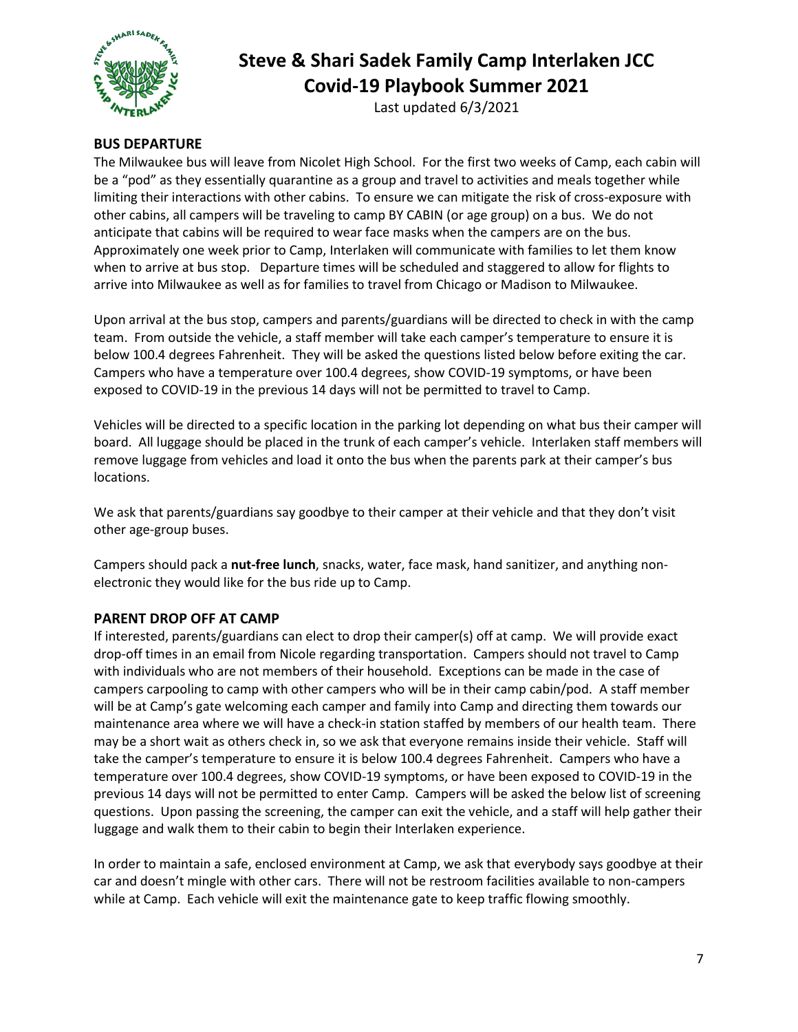## BUS DEPARTURE

The Milwaukee bus will leave from Nicolet High School. For the first two weeks of Camp, each cabin will be a "pod" as they essentially quarantine as a group and travel to activities and meals together while limiting their interactions with other cabins. To ensure we can mitigate the risk of cross-exposure with other cabins, all campers will be traveling to camp BY CABIN (or age group) on a bus. We do not anticipate that cabins will be required to wear face masks when the campers are on the bus. Approximately one week prior to Camp, Interlaken will communicate with families to let them know when to arrive at bus stop. Departure times will be scheduled and staggered to allow for flights to arrive into Milwaukee as well as for families to travel from Chicago or Madison to Milwaukee.

Upon arrival at the bus stop, campers and parents/guardians will be directed to check in with the camp team. From outside the vehicle, a staff member will take each camper's temperature to ensure it is below 100.4 degrees Fahrenheit. They will be asked the questions listed below before exiting the car. Campers who have a temperature over 100.4 degrees, show COVID-19 symptoms, or have been exposed to COVID-19 in the previous 14 days will not be permitted to travel to Camp.

Vehicles will be directed to a specific location in the parking lot depending on what bus their camper will board. All luggage should be placed in the trunk of each camper's vehicle. Interlaken staff members will remove luggage from vehicles and load it onto the bus when the parents park at their camper's bus locations.

We ask that parents/guardians say goodbye to their camper at their vehicle and that they don't visit other age-group buses.

Campers should pack a **nut-free lunch**, snacks, water, face mask, hand sanitizer, and anything non-electronic they would like for the bus ride up to Camp.

## PARENT DROP OFF AT CAMP

If interested, parents/guardians can elect to drop their camper(s) off at camp. We will provide exact drop-off times in an email from Nicole regarding transportation. Campers should not travel to Camp with individuals who are not members of their household. Exceptions can be made in the case of campers carpooling to camp with other campers who will be in their camp cabin/pod. A staff member will be at Camp's gate welcoming each camper and family into Camp and directing them towards our maintenance area where we will have a check-in station staffed by members of our health team. There may be a short wait as others check in, so we ask that everyone remains inside their vehicle. Staff will take the camper's temperature to ensure it is below 100.4 degrees Fahrenheit. Campers who have a temperature over 100.4 degrees, show COVID-19 symptoms, or have been exposed to COVID-19 in the previous 14 days will not be permitted to enter Camp. Campers will be asked the below list of screening questions. Upon passing the screening, the camper can exit the vehicle, and a staff will help gather their luggage and walk them to their cabin to begin their Interlaken experience.

In order to maintain a safe, enclosed environment at Camp, we ask that everybody says goodbye at their car and doesn't mingle with other cars. There will not be restroom facilities available to non-campers while at Camp. Each vehicle will exit the maintenance gate to keep traffic flowing smoothly.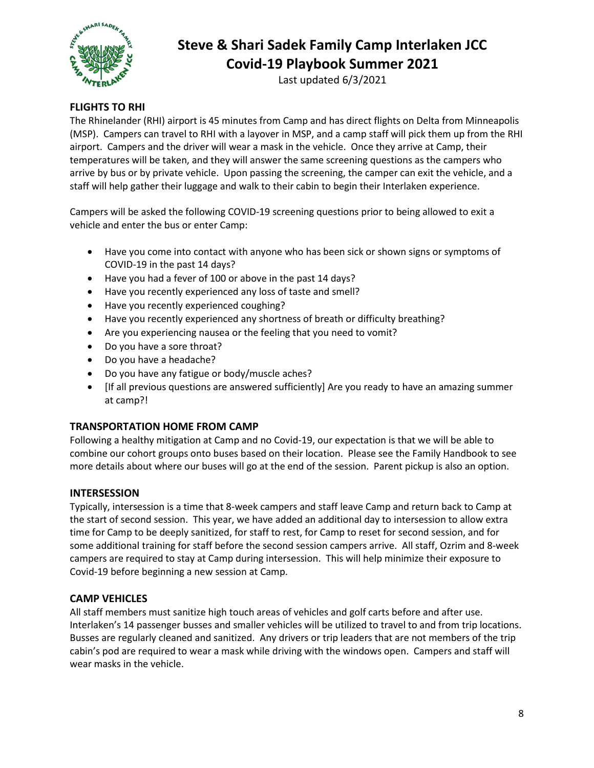## FLIGHTS TO RHI

The Rhinelander (RHI) airport is 45 minutes from Camp and has direct flights on Delta from Minneapolis (MSP). Campers can travel to RHI with a layover in MSP, and a camp staff will pick them up from the RHI airport. Campers and the driver will wear a mask in the vehicle. Once they arrive at Camp, their temperatures will be taken, and they will answer the same screening questions as the campers who arrive by bus or by private vehicle. Upon passing the screening, the camper can exit the vehicle, and a staff will help gather their luggage and walk to their cabin to begin their Interlaken experience.

Campers will be asked the following COVID-19 screening questions prior to being allowed to exit a vehicle and enter the bus or enter Camp:

- Have you come into contact with anyone who has been sick or shown signs or symptoms of COVID-19 in the past 14 days?
- Have you had a fever of 100 or above in the past 14 days?
- Have you recently experienced any loss of taste and smell?
- Have you recently experienced coughing?
- Have you recently experienced any shortness of breath or difficulty breathing?
- Are you experiencing nausea or the feeling that you need to vomit?
- Do you have a sore throat?
- Do you have a headache?
- Do you have any fatigue or body/muscle aches?
- [If all previous questions are answered sufficiently] Are you ready to have an amazing summer at camp?!

## TRANSPORTATION HOME FROM CAMP

Following a healthy mitigation at Camp and no Covid-19, our expectation is that we will be able to combine our cohort groups onto buses based on their location. Please see the Family Handbook to see more details about where our buses will go at the end of the session. Parent pickup is also an option.

## INTERSESSION

Typically, intersession is a time that 8-week campers and staff leave Camp and return back to Camp at the start of second session. This year, we have added an additional day to intersession to allow extra time for Camp to be deeply sanitized, for staff to rest, for Camp to reset for second session, and for some additional training for staff before the second session campers arrive. All staff, Ozrim and 8-week campers are required to stay at Camp during intersession. This will help minimize their exposure to Covid-19 before beginning a new session at Camp.

## CAMP VEHICLES

All staff members must sanitize high touch areas of vehicles and golf carts before and after use. Interlaken's 14 passenger busses and smaller vehicles will be utilized to travel to and from trip locations. Busses are regularly cleaned and sanitized. Any drivers or trip leaders that are not members of the trip cabin's pod are required to wear a mask while driving with the windows open. Campers and staff will wear masks in the vehicle.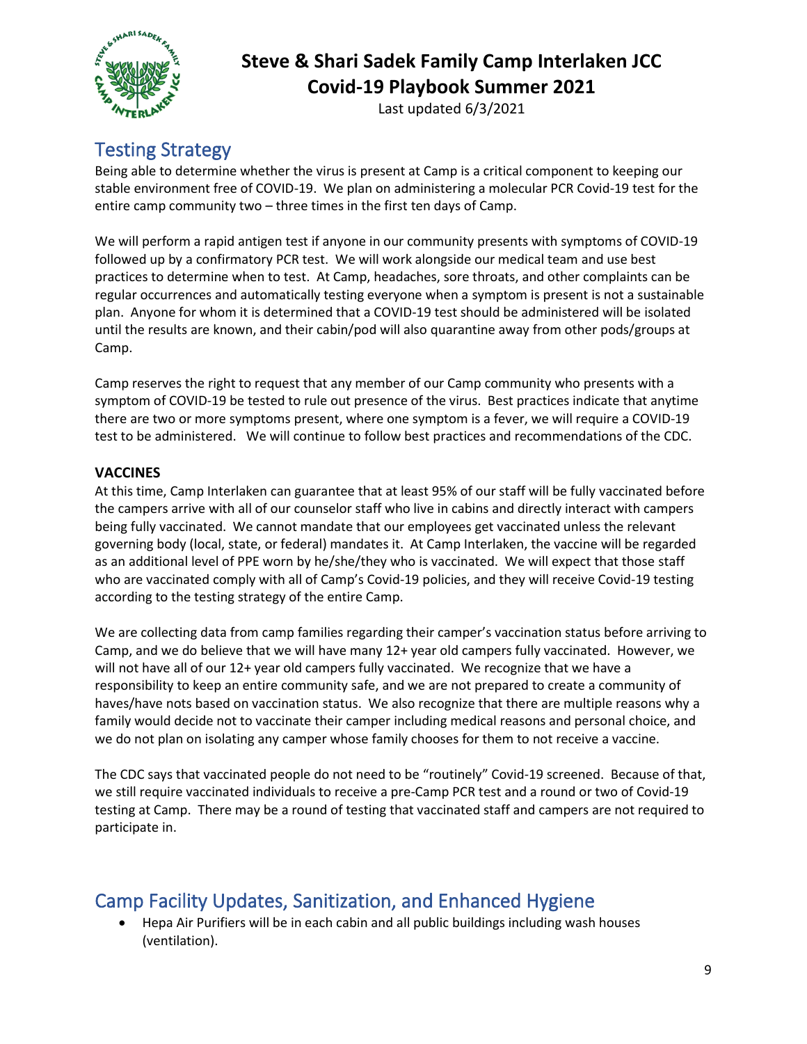## Testing Strategy

Being able to determine whether the virus is present at Camp is a critical component to keeping our stable environment free of COVID-19. We plan on administering a molecular PCR Covid-19 test for the entire camp community two – three times in the first ten days of Camp.

We will perform a rapid antigen test if anyone in our community presents with symptoms of COVID-19 followed up by a confirmatory PCR test. We will work alongside our medical team and use best practices to determine when to test. At Camp, headaches, sore throats, and other complaints can be regular occurrences and automatically testing everyone when a symptom is present is not a sustainable plan. Anyone for whom it is determined that a COVID-19 test should be administered will be isolated until the results are known, and their cabin/pod will also quarantine away from other pods/groups at Camp.

Camp reserves the right to request that any member of our Camp community who presents with a symptom of COVID-19 be tested to rule out presence of the virus. Best practices indicate that anytime there are two or more symptoms present, where one symptom is a fever, we will require a COVID-19 test to be administered. We will continue to follow best practices and recommendations of the CDC.

**VACCINES**

At this time, Camp Interlaken can guarantee that at least 95% of our staff will be fully vaccinated before the campers arrive with all of our counselor staff who live in cabins and directly interact with campers being fully vaccinated. We cannot mandate that our employees get vaccinated unless the relevant governing body (local, state, or federal) mandates it. At Camp Interlaken, the vaccine will be regarded as an additional level of PPE worn by he/she/they who is vaccinated. We will expect that those staff who are vaccinated comply with all of Camp's Covid-19 policies, and they will receive Covid-19 testing according to the testing strategy of the entire Camp.

We are collecting data from camp families regarding their camper's vaccination status before arriving to Camp, and we do believe that we will have many 12+ year old campers fully vaccinated. However, we will not have all of our 12+ year old campers fully vaccinated. We recognize that we have a responsibility to keep an entire community safe, and we are not prepared to create a community of haves/have nots based on vaccination status. We also recognize that there are multiple reasons why a family would decide not to vaccinate their camper including medical reasons and personal choice, and we do not plan on isolating any camper whose family chooses for them to not receive a vaccine.

The CDC says that vaccinated people do not need to be "routinely" Covid-19 screened. Because of that, we still require vaccinated individuals to receive a pre-Camp PCR test and a round or two of Covid-19 testing at Camp. There may be a round of testing that vaccinated staff and campers are not required to participate in.

## Camp Facility Updates, Sanitization, and Enhanced Hygiene

- Hepa Air Purifiers will be in each cabin and all public buildings including wash houses (ventilation).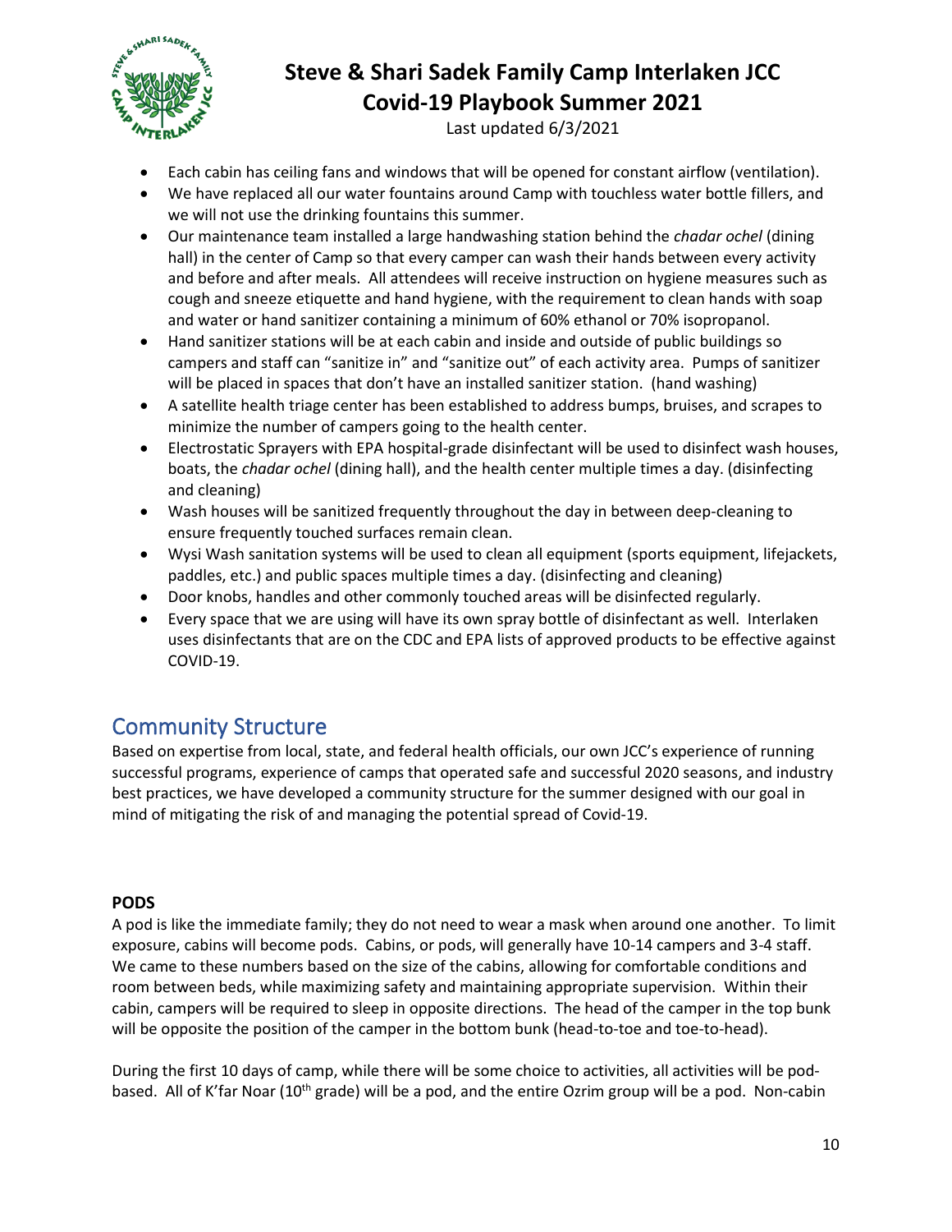- Each cabin has ceiling fans and windows that will be opened for constant airflow (ventilation).
- We have replaced all our water fountains around Camp with touchless water bottle fillers, and we will not use the drinking fountains this summer.
- Our maintenance team installed a large handwashing station behind the *chadar ochel* (dining hall) in the center of Camp so that every camper can wash their hands between every activity and before and after meals. All attendees will receive instruction on hygiene measures such as cough and sneeze etiquette and hand hygiene, with the requirement to clean hands with soap and water or hand sanitizer containing a minimum of 60% ethanol or 70% isopropanol.
- Hand sanitizer stations will be at each cabin and inside and outside of public buildings so campers and staff can "sanitize in" and "sanitize out" of each activity area. Pumps of sanitizer will be placed in spaces that don't have an installed sanitizer station. (hand washing)
- A satellite health triage center has been established to address bumps, bruises, and scrapes to minimize the number of campers going to the health center.
- Electrostatic Sprayers with EPA hospital-grade disinfectant will be used to disinfect wash houses, boats, the *chadar ochel* (dining hall), and the health center multiple times a day. (disinfecting and cleaning)
- Wash houses will be sanitized frequently throughout the day in between deep-cleaning to ensure frequently touched surfaces remain clean.
- Wysi Wash sanitation systems will be used to clean all equipment (sports equipment, lifejackets, paddles, etc.) and public spaces multiple times a day. (disinfecting and cleaning)
- Door knobs, handles and other commonly touched areas will be disinfected regularly.
- Every space that we are using will have its own spray bottle of disinfectant as well. Interlaken uses disinfectants that are on the CDC and EPA lists of approved products to be effective against COVID-19.

## Community Structure

Based on expertise from local, state, and federal health officials, our own JCC's experience of running successful programs, experience of camps that operated safe and successful 2020 seasons, and industry best practices, we have developed a community structure for the summer designed with our goal in mind of mitigating the risk of and managing the potential spread of Covid-19.

### PODS

A pod is like the immediate family; they do not need to wear a mask when around one another. To limit exposure, cabins will become pods. Cabins, or pods, will generally have 10-14 campers and 3-4 staff. We came to these numbers based on the size of the cabins, allowing for comfortable conditions and room between beds, while maximizing safety and maintaining appropriate supervision. Within their cabin, campers will be required to sleep in opposite directions. The head of the camper in the top bunk will be opposite the position of the camper in the bottom bunk (head-to-toe and toe-to-head).

During the first 10 days of camp, while there will be some choice to activities, all activities will be pod-based. All of K'far Noar (10th grade) will be a pod, and the entire Ozrim group will be a pod. Non-cabin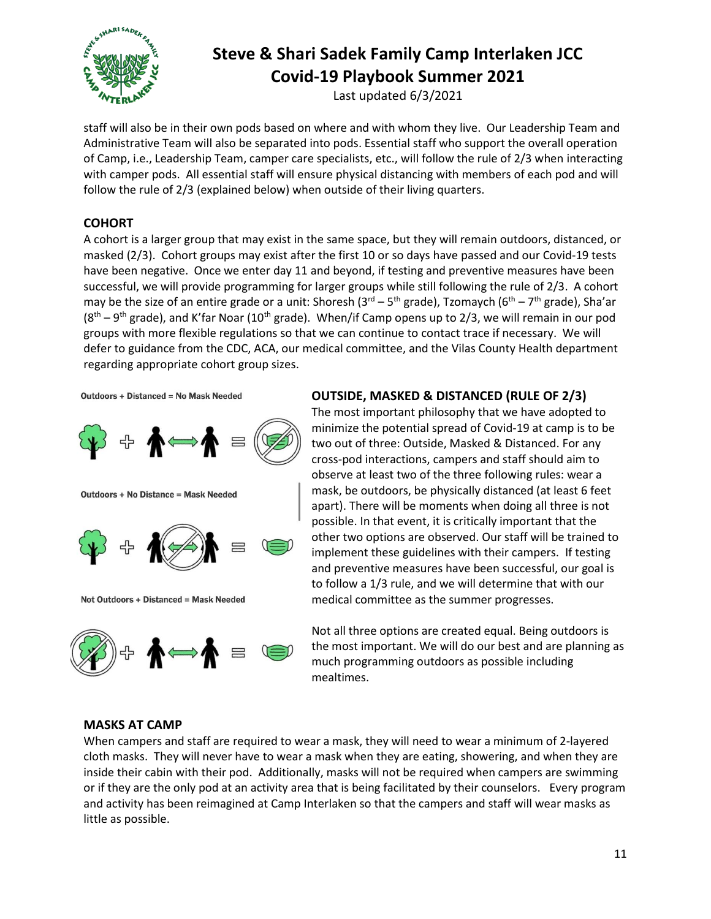staff will also be in their own pods based on where and with whom they live. Our Leadership Team and Administrative Team will also be separated into pods. Essential staff who support the overall operation of Camp, i.e., Leadership Team, camper care specialists, etc., will follow the rule of 2/3 when interacting with camper pods. All essential staff will ensure physical distancing with members of each pod and will follow the rule of 2/3 (explained below) when outside of their living quarters.

### COHORT

A cohort is a larger group that may exist in the same space, but they will remain outdoors, distanced, or masked (2/3). Cohort groups may exist after the first 10 or so days have passed and our Covid-19 tests have been negative. Once we enter day 11 and beyond, if testing and preventive measures have been successful, we will provide programming for larger groups while still following the rule of 2/3. A cohort may be the size of an entire grade or a unit: Shoresh (3rd – 5th grade), Tzomaych (6th – 7th grade), Sha'ar (8th – 9th grade), and K'far Noar (10th grade). When/if Camp opens up to 2/3, we will remain in our pod groups with more flexible regulations so that we can continue to contact trace if necessary. We will defer to guidance from the CDC, ACA, our medical committee, and the Vilas County Health department regarding appropriate cohort group sizes.

Outdoors + Distanced = No Mask Needed

Outdoors + No Distance = Mask Needed

Not Outdoors + Distanced = Mask Needed

### OUTSIDE, MASKED & DISTANCED (RULE OF 2/3)

The most important philosophy that we have adopted to minimize the potential spread of Covid-19 at camp is to be two out of three: Outside, Masked & Distanced. For any cross-pod interactions, campers and staff should aim to observe at least two of the three following rules: wear a mask, be outdoors, be physically distanced (at least 6 feet apart). There will be moments when doing all three is not possible. In that event, it is critically important that the other two options are observed. Our staff will be trained to implement these guidelines with their campers. If testing and preventive measures have been successful, our goal is to follow a 1/3 rule, and we will determine that with our medical committee as the summer progresses.

Not all three options are created equal. Being outdoors is the most important. We will do our best and are planning as much programming outdoors as possible including mealtimes.

### MASKS AT CAMP

When campers and staff are required to wear a mask, they will need to wear a minimum of 2-layered cloth masks. They will never have to wear a mask when they are eating, showering, and when they are inside their cabin with their pod. Additionally, masks will not be required when campers are swimming or if they are the only pod at an activity area that is being facilitated by their counselors. Every program and activity has been reimagined at Camp Interlaken so that the campers and staff will wear masks as little as possible.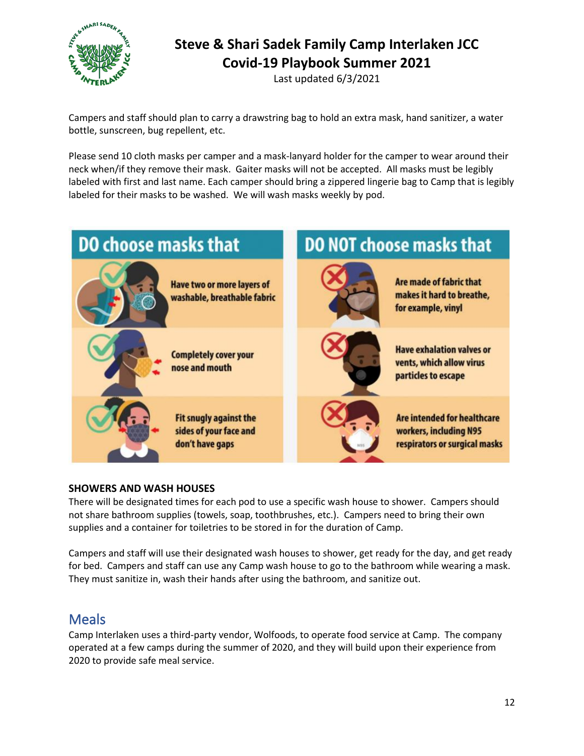Campers and staff should plan to carry a drawstring bag to hold an extra mask, hand sanitizer, a water bottle, sunscreen, bug repellent, etc.

Please send 10 cloth masks per camper and a mask-lanyard holder for the camper to wear around their neck when/if they remove their mask. Gaiter masks will not be accepted. All masks must be legibly labeled with first and last name. Each camper should bring a zippered lingerie bag to Camp that is legibly labeled for their masks to be washed. We will wash masks weekly by pod.

| DO choose masks that | DO NOT choose masks that |
| --- | --- |
| Have two or more layers of washable, breathable fabric | Are made of fabric that makes it hard to breathe, for example, vinyl |
| Completely cover your nose and mouth | Have exhalation valves or vents, which allow virus particles to escape |
| Fit snugly against the sides of your face and don't have gaps | Are intended for healthcare workers, including N95 respirators or surgical masks |

**SHOWERS AND WASH HOUSES**

There will be designated times for each pod to use a specific wash house to shower. Campers should not share bathroom supplies (towels, soap, toothbrushes, etc.). Campers need to bring their own supplies and a container for toiletries to be stored in for the duration of Camp.

Campers and staff will use their designated wash houses to shower, get ready for the day, and get ready for bed. Campers and staff can use any Camp wash house to go to the bathroom while wearing a mask. They must sanitize in, wash their hands after using the bathroom, and sanitize out.

## Meals

Camp Interlaken uses a third-party vendor, Wolfoods, to operate food service at Camp. The company operated at a few camps during the summer of 2020, and they will build upon their experience from 2020 to provide safe meal service.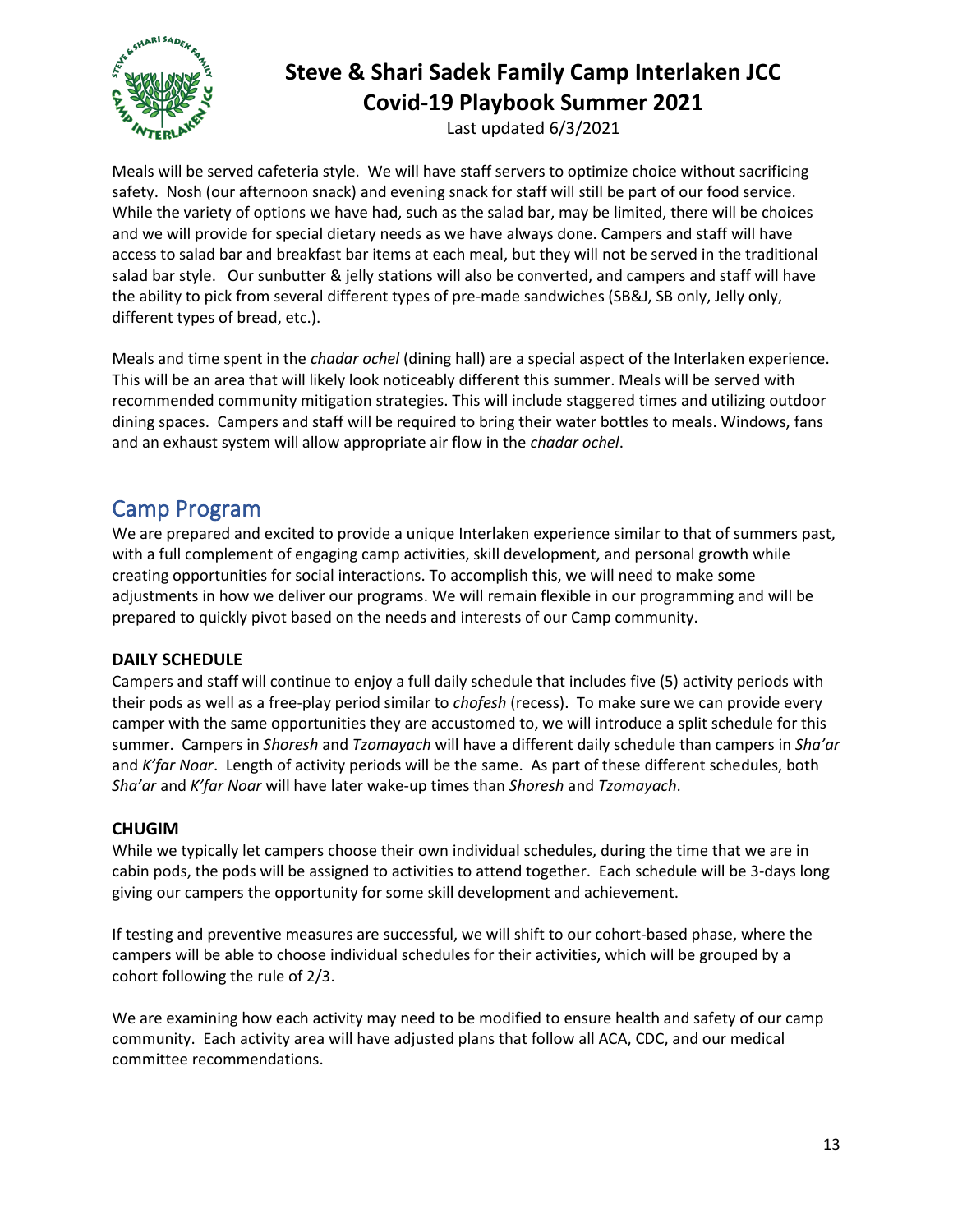Meals will be served cafeteria style. We will have staff servers to optimize choice without sacrificing safety. Nosh (our afternoon snack) and evening snack for staff will still be part of our food service. While the variety of options we have had, such as the salad bar, may be limited, there will be choices and we will provide for special dietary needs as we have always done. Campers and staff will have access to salad bar and breakfast bar items at each meal, but they will not be served in the traditional salad bar style. Our sunbutter & jelly stations will also be converted, and campers and staff will have the ability to pick from several different types of pre-made sandwiches (SB&J, SB only, Jelly only, different types of bread, etc.).

Meals and time spent in the *chadar ochel* (dining hall) are a special aspect of the Interlaken experience. This will be an area that will likely look noticeably different this summer. Meals will be served with recommended community mitigation strategies. This will include staggered times and utilizing outdoor dining spaces. Campers and staff will be required to bring their water bottles to meals. Windows, fans and an exhaust system will allow appropriate air flow in the *chadar ochel*.

## Camp Program

We are prepared and excited to provide a unique Interlaken experience similar to that of summers past, with a full complement of engaging camp activities, skill development, and personal growth while creating opportunities for social interactions. To accomplish this, we will need to make some adjustments in how we deliver our programs. We will remain flexible in our programming and will be prepared to quickly pivot based on the needs and interests of our Camp community.

### DAILY SCHEDULE

Campers and staff will continue to enjoy a full daily schedule that includes five (5) activity periods with their pods as well as a free-play period similar to *chofesh* (recess). To make sure we can provide every camper with the same opportunities they are accustomed to, we will introduce a split schedule for this summer. Campers in *Shoresh* and *Tzomayach* will have a different daily schedule than campers in *Sha'ar* and *K'far Noar*. Length of activity periods will be the same. As part of these different schedules, both *Sha'ar* and *K'far Noar* will have later wake-up times than *Shoresh* and *Tzomayach*.

### CHUGIM

While we typically let campers choose their own individual schedules, during the time that we are in cabin pods, the pods will be assigned to activities to attend together. Each schedule will be 3-days long giving our campers the opportunity for some skill development and achievement.

If testing and preventive measures are successful, we will shift to our cohort-based phase, where the campers will be able to choose individual schedules for their activities, which will be grouped by a cohort following the rule of 2/3.

We are examining how each activity may need to be modified to ensure health and safety of our camp community. Each activity area will have adjusted plans that follow all ACA, CDC, and our medical committee recommendations.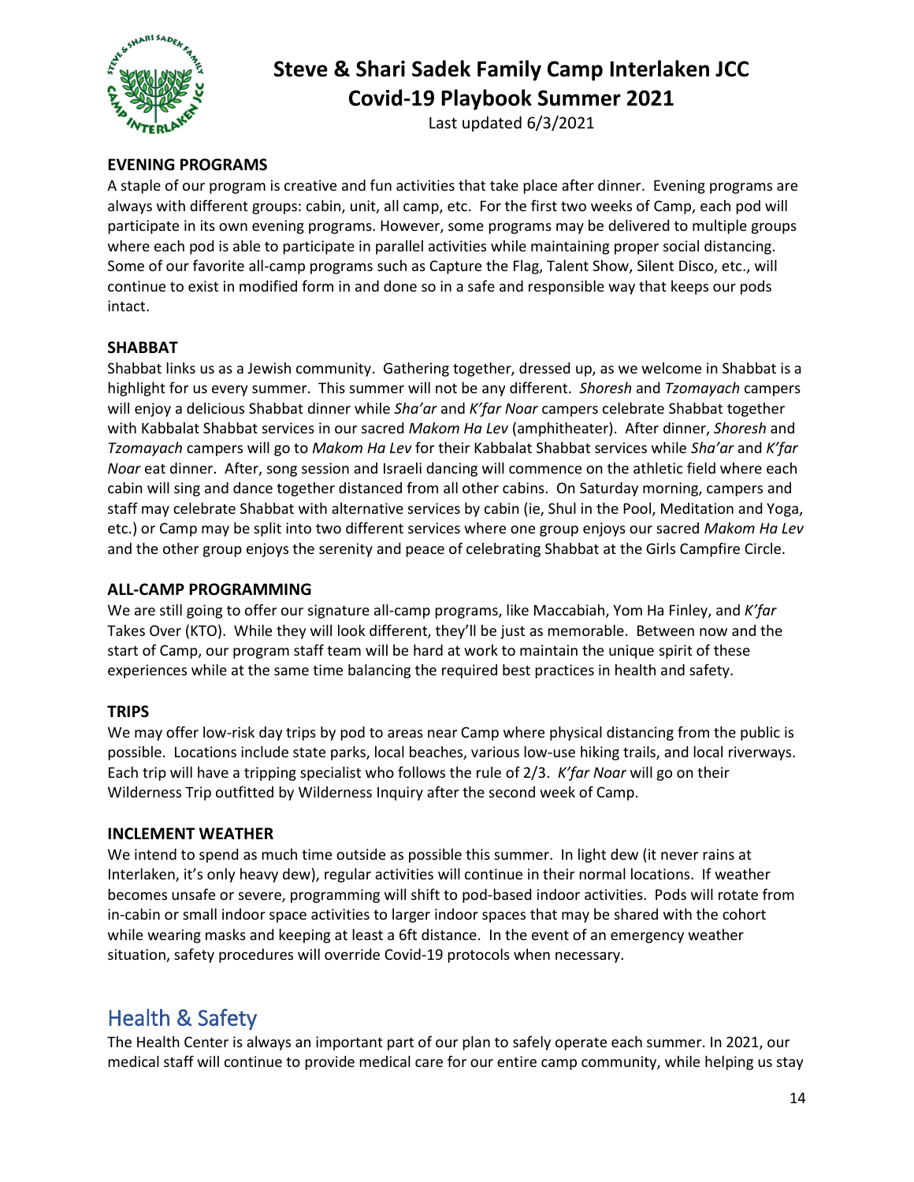### EVENING PROGRAMS

A staple of our program is creative and fun activities that take place after dinner. Evening programs are always with different groups: cabin, unit, all camp, etc. For the first two weeks of Camp, each pod will participate in its own evening programs. However, some programs may be delivered to multiple groups where each pod is able to participate in parallel activities while maintaining proper social distancing. Some of our favorite all-camp programs such as Capture the Flag, Talent Show, Silent Disco, etc., will continue to exist in modified form in and done so in a safe and responsible way that keeps our pods intact.

### SHABBAT

Shabbat links us as a Jewish community. Gathering together, dressed up, as we welcome in Shabbat is a highlight for us every summer. This summer will not be any different. *Shoresh* and *Tzomayach* campers will enjoy a delicious Shabbat dinner while *Sha'ar* and *K'far Noar* campers celebrate Shabbat together with Kabbalat Shabbat services in our sacred *Makom Ha Lev* (amphitheater). After dinner, *Shoresh* and *Tzomayach* campers will go to *Makom Ha Lev* for their Kabbalat Shabbat services while *Sha'ar* and *K'far Noar* eat dinner. After, song session and Israeli dancing will commence on the athletic field where each cabin will sing and dance together distanced from all other cabins. On Saturday morning, campers and staff may celebrate Shabbat with alternative services by cabin (ie, Shul in the Pool, Meditation and Yoga, etc.) or Camp may be split into two different services where one group enjoys our sacred *Makom Ha Lev* and the other group enjoys the serenity and peace of celebrating Shabbat at the Girls Campfire Circle.

### ALL-CAMP PROGRAMMING

We are still going to offer our signature all-camp programs, like Maccabiah, Yom Ha Finley, and *K'far* Takes Over (KTO). While they will look different, they'll be just as memorable. Between now and the start of Camp, our program staff team will be hard at work to maintain the unique spirit of these experiences while at the same time balancing the required best practices in health and safety.

### TRIPS

We may offer low-risk day trips by pod to areas near Camp where physical distancing from the public is possible. Locations include state parks, local beaches, various low-use hiking trails, and local riverways. Each trip will have a tripping specialist who follows the rule of 2/3. *K'far Noar* will go on their Wilderness Trip outfitted by Wilderness Inquiry after the second week of Camp.

### INCLEMENT WEATHER

We intend to spend as much time outside as possible this summer. In light dew (it never rains at Interlaken, it's only heavy dew), regular activities will continue in their normal locations. If weather becomes unsafe or severe, programming will shift to pod-based indoor activities. Pods will rotate from in-cabin or small indoor space activities to larger indoor spaces that may be shared with the cohort while wearing masks and keeping at least a 6ft distance. In the event of an emergency weather situation, safety procedures will override Covid-19 protocols when necessary.

## Health & Safety

The Health Center is always an important part of our plan to safely operate each summer. In 2021, our medical staff will continue to provide medical care for our entire camp community, while helping us stay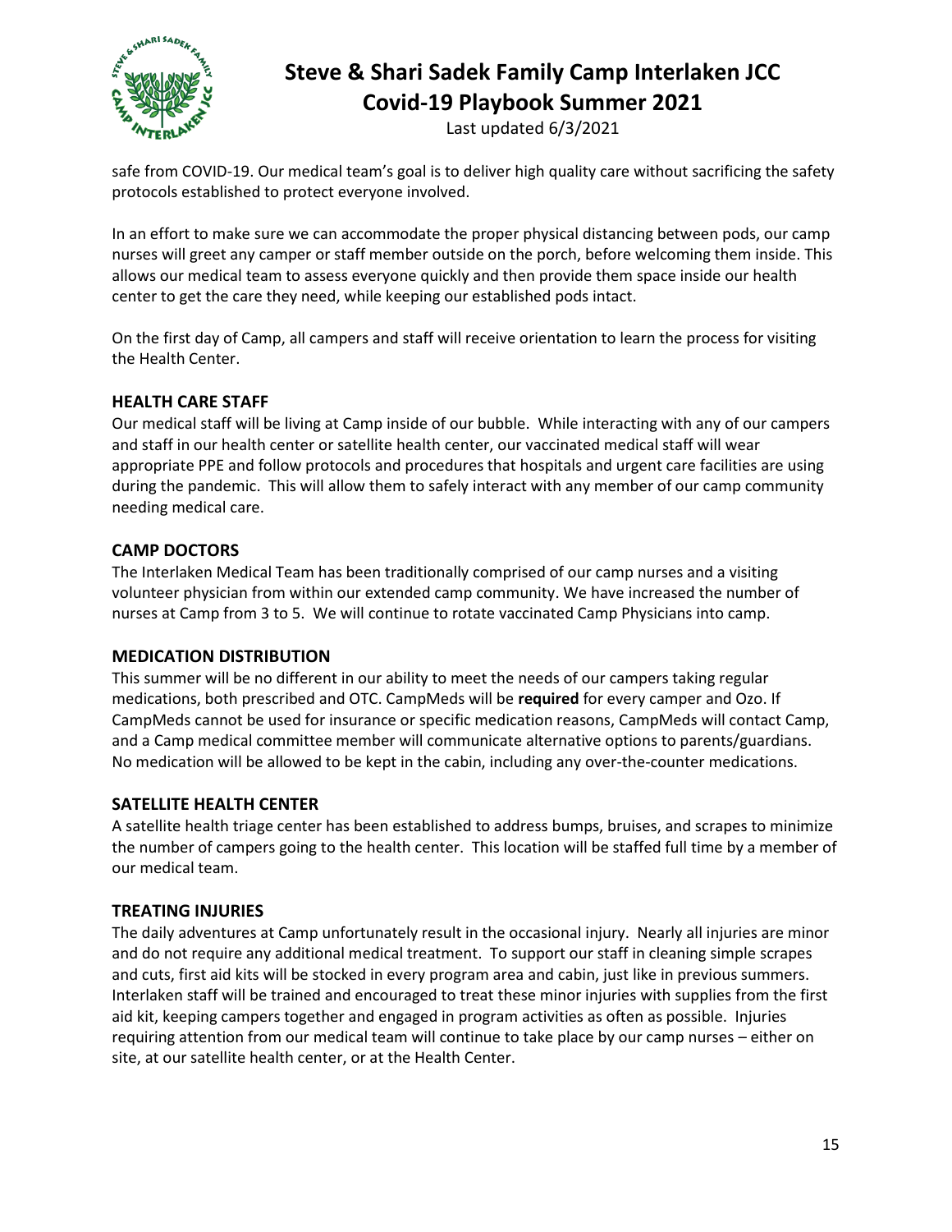safe from COVID-19. Our medical team's goal is to deliver high quality care without sacrificing the safety protocols established to protect everyone involved.

In an effort to make sure we can accommodate the proper physical distancing between pods, our camp nurses will greet any camper or staff member outside on the porch, before welcoming them inside. This allows our medical team to assess everyone quickly and then provide them space inside our health center to get the care they need, while keeping our established pods intact.

On the first day of Camp, all campers and staff will receive orientation to learn the process for visiting the Health Center.

### HEALTH CARE STAFF

Our medical staff will be living at Camp inside of our bubble. While interacting with any of our campers and staff in our health center or satellite health center, our vaccinated medical staff will wear appropriate PPE and follow protocols and procedures that hospitals and urgent care facilities are using during the pandemic. This will allow them to safely interact with any member of our camp community needing medical care.

### CAMP DOCTORS

The Interlaken Medical Team has been traditionally comprised of our camp nurses and a visiting volunteer physician from within our extended camp community. We have increased the number of nurses at Camp from 3 to 5. We will continue to rotate vaccinated Camp Physicians into camp.

### MEDICATION DISTRIBUTION

This summer will be no different in our ability to meet the needs of our campers taking regular medications, both prescribed and OTC. CampMeds will be **required** for every camper and Ozo. If CampMeds cannot be used for insurance or specific medication reasons, CampMeds will contact Camp, and a Camp medical committee member will communicate alternative options to parents/guardians. No medication will be allowed to be kept in the cabin, including any over-the-counter medications.

### SATELLITE HEALTH CENTER

A satellite health triage center has been established to address bumps, bruises, and scrapes to minimize the number of campers going to the health center. This location will be staffed full time by a member of our medical team.

### TREATING INJURIES

The daily adventures at Camp unfortunately result in the occasional injury. Nearly all injuries are minor and do not require any additional medical treatment. To support our staff in cleaning simple scrapes and cuts, first aid kits will be stocked in every program area and cabin, just like in previous summers. Interlaken staff will be trained and encouraged to treat these minor injuries with supplies from the first aid kit, keeping campers together and engaged in program activities as often as possible. Injuries requiring attention from our medical team will continue to take place by our camp nurses – either on site, at our satellite health center, or at the Health Center.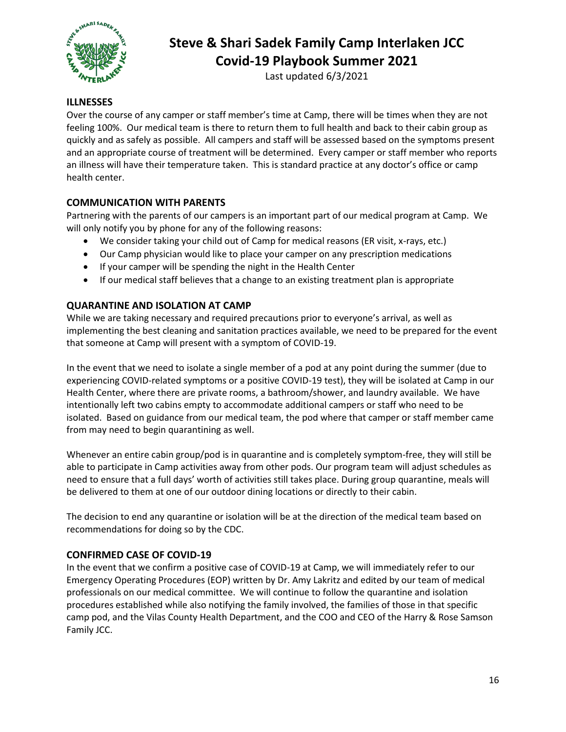# Steve & Shari Sadek Family Camp Interlaken JCC Covid-19 Playbook Summer 2021

Last updated 6/3/2021

## ILLNESSES

Over the course of any camper or staff member's time at Camp, there will be times when they are not feeling 100%. Our medical team is there to return them to full health and back to their cabin group as quickly and as safely as possible. All campers and staff will be assessed based on the symptoms present and an appropriate course of treatment will be determined. Every camper or staff member who reports an illness will have their temperature taken. This is standard practice at any doctor's office or camp health center.

## COMMUNICATION WITH PARENTS

Partnering with the parents of our campers is an important part of our medical program at Camp. We will only notify you by phone for any of the following reasons:

- We consider taking your child out of Camp for medical reasons (ER visit, x-rays, etc.)
- Our Camp physician would like to place your camper on any prescription medications
- If your camper will be spending the night in the Health Center
- If our medical staff believes that a change to an existing treatment plan is appropriate

## QUARANTINE AND ISOLATION AT CAMP

While we are taking necessary and required precautions prior to everyone's arrival, as well as implementing the best cleaning and sanitation practices available, we need to be prepared for the event that someone at Camp will present with a symptom of COVID-19.

In the event that we need to isolate a single member of a pod at any point during the summer (due to experiencing COVID-related symptoms or a positive COVID-19 test), they will be isolated at Camp in our Health Center, where there are private rooms, a bathroom/shower, and laundry available. We have intentionally left two cabins empty to accommodate additional campers or staff who need to be isolated. Based on guidance from our medical team, the pod where that camper or staff member came from may need to begin quarantining as well.

Whenever an entire cabin group/pod is in quarantine and is completely symptom-free, they will still be able to participate in Camp activities away from other pods. Our program team will adjust schedules as need to ensure that a full days' worth of activities still takes place. During group quarantine, meals will be delivered to them at one of our outdoor dining locations or directly to their cabin.

The decision to end any quarantine or isolation will be at the direction of the medical team based on recommendations for doing so by the CDC.

## CONFIRMED CASE OF COVID-19

In the event that we confirm a positive case of COVID-19 at Camp, we will immediately refer to our Emergency Operating Procedures (EOP) written by Dr. Amy Lakritz and edited by our team of medical professionals on our medical committee. We will continue to follow the quarantine and isolation procedures established while also notifying the family involved, the families of those in that specific camp pod, and the Vilas County Health Department, and the COO and CEO of the Harry & Rose Samson Family JCC.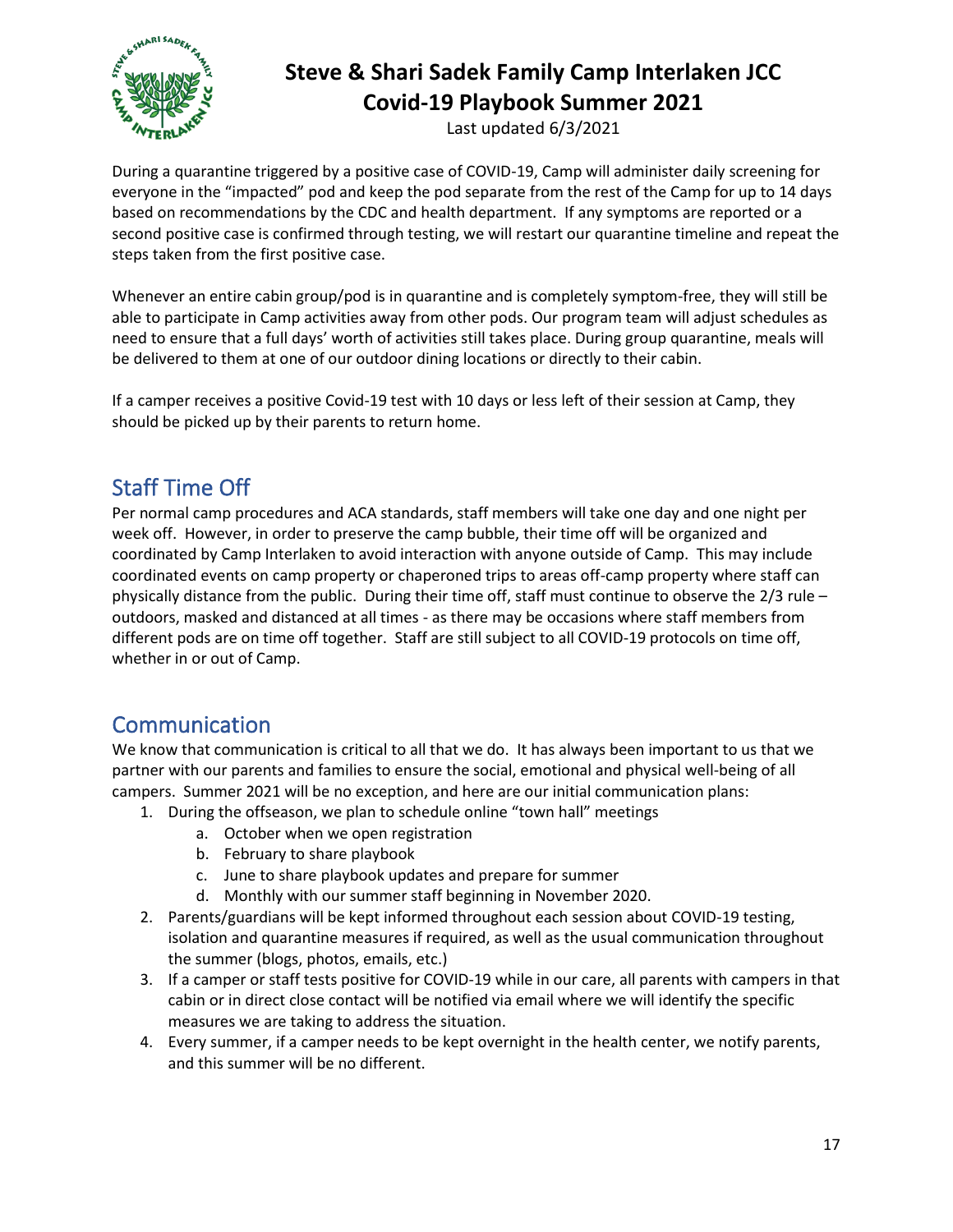During a quarantine triggered by a positive case of COVID-19, Camp will administer daily screening for everyone in the "impacted" pod and keep the pod separate from the rest of the Camp for up to 14 days based on recommendations by the CDC and health department. If any symptoms are reported or a second positive case is confirmed through testing, we will restart our quarantine timeline and repeat the steps taken from the first positive case.

Whenever an entire cabin group/pod is in quarantine and is completely symptom-free, they will still be able to participate in Camp activities away from other pods. Our program team will adjust schedules as need to ensure that a full days' worth of activities still takes place. During group quarantine, meals will be delivered to them at one of our outdoor dining locations or directly to their cabin.

If a camper receives a positive Covid-19 test with 10 days or less left of their session at Camp, they should be picked up by their parents to return home.

## Staff Time Off

Per normal camp procedures and ACA standards, staff members will take one day and one night per week off. However, in order to preserve the camp bubble, their time off will be organized and coordinated by Camp Interlaken to avoid interaction with anyone outside of Camp. This may include coordinated events on camp property or chaperoned trips to areas off-camp property where staff can physically distance from the public. During their time off, staff must continue to observe the 2/3 rule – outdoors, masked and distanced at all times - as there may be occasions where staff members from different pods are on time off together. Staff are still subject to all COVID-19 protocols on time off, whether in or out of Camp.

## Communication

We know that communication is critical to all that we do. It has always been important to us that we partner with our parents and families to ensure the social, emotional and physical well-being of all campers. Summer 2021 will be no exception, and here are our initial communication plans:

1. During the offseason, we plan to schedule online "town hall" meetings
   a. October when we open registration
   b. February to share playbook
   c. June to share playbook updates and prepare for summer
   d. Monthly with our summer staff beginning in November 2020.
2. Parents/guardians will be kept informed throughout each session about COVID-19 testing, isolation and quarantine measures if required, as well as the usual communication throughout the summer (blogs, photos, emails, etc.)
3. If a camper or staff tests positive for COVID-19 while in our care, all parents with campers in that cabin or in direct close contact will be notified via email where we will identify the specific measures we are taking to address the situation.
4. Every summer, if a camper needs to be kept overnight in the health center, we notify parents, and this summer will be no different.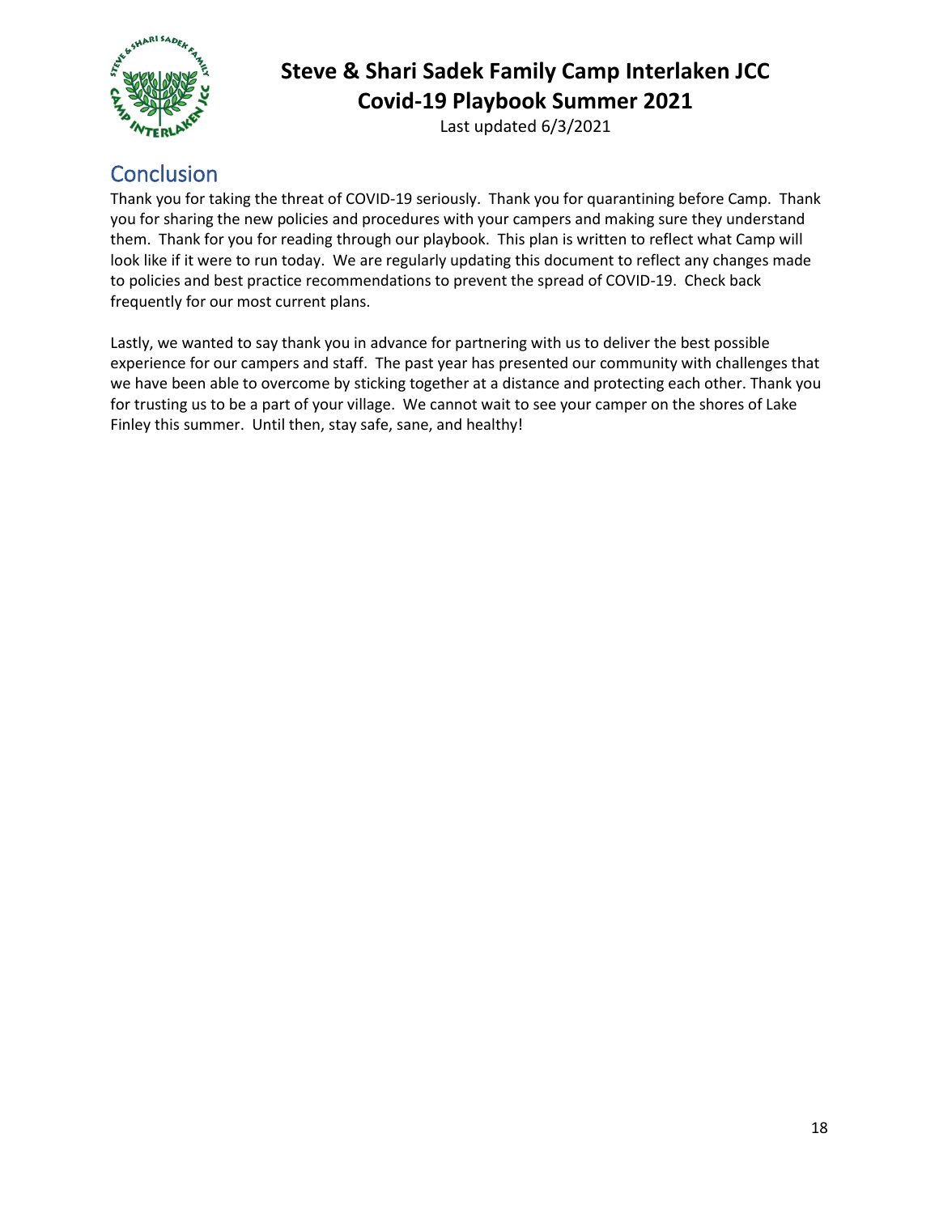## Conclusion

Thank you for taking the threat of COVID-19 seriously. Thank you for quarantining before Camp. Thank you for sharing the new policies and procedures with your campers and making sure they understand them. Thank for you for reading through our playbook. This plan is written to reflect what Camp will look like if it were to run today. We are regularly updating this document to reflect any changes made to policies and best practice recommendations to prevent the spread of COVID-19. Check back frequently for our most current plans.

Lastly, we wanted to say thank you in advance for partnering with us to deliver the best possible experience for our campers and staff. The past year has presented our community with challenges that we have been able to overcome by sticking together at a distance and protecting each other. Thank you for trusting us to be a part of your village. We cannot wait to see your camper on the shores of Lake Finley this summer. Until then, stay safe, sane, and healthy!